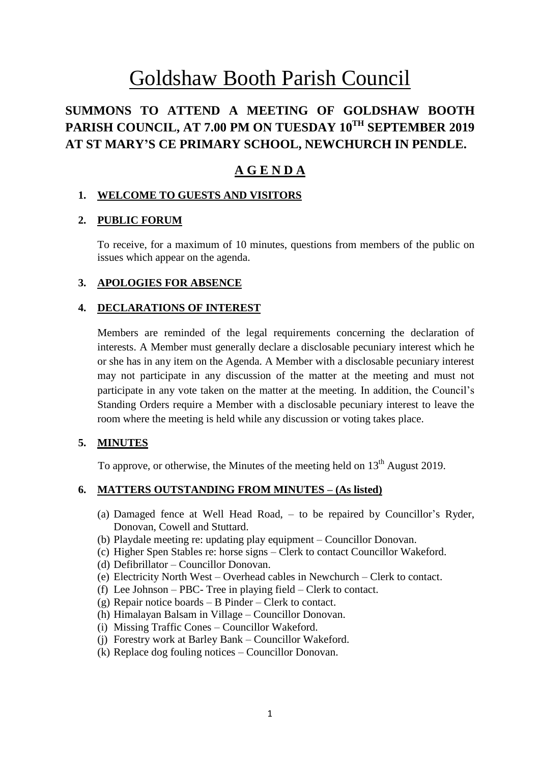# Goldshaw Booth Parish Council

## SUMMONS TO ATTEND A MEETING OF GOLDSHAW BOOTH PARISH COUNCIL, AT 7.00 PM ON TUESDAY 10TH SEPTEMBER 2019 AT ST MARY'S CE PRIMARY SCHOOL, NEWCHURCH IN PENDLE.

## A G E N D A

### 1. WELCOME TO GUESTS AND VISITORS

### 2. PUBLIC FORUM

To receive, for a maximum of 10 minutes, questions from members of the public on issues which appear on the agenda.

### 3. APOLOGIES FOR ABSENCE

### 4. DECLARATIONS OF INTEREST

Members are reminded of the legal requirements concerning the declaration of interests. A Member must generally declare a disclosable pecuniary interest which he or she has in any item on the Agenda. A Member with a disclosable pecuniary interest may not participate in any discussion of the matter at the meeting and must not participate in any vote taken on the matter at the meeting. In addition, the Council's Standing Orders require a Member with a disclosable pecuniary interest to leave the room where the meeting is held while any discussion or voting takes place.

### 5. MINUTES

To approve, or otherwise, the Minutes of the meeting held on 13th August 2019.

### 6. MATTERS OUTSTANDING FROM MINUTES – (As listed)

(a) Damaged fence at Well Head Road, – to be repaired by Councillor's Ryder, Donovan, Cowell and Stuttard.
(b) Playdale meeting re: updating play equipment – Councillor Donovan.
(c) Higher Spen Stables re: horse signs – Clerk to contact Councillor Wakeford.
(d) Defibrillator – Councillor Donovan.
(e) Electricity North West – Overhead cables in Newchurch – Clerk to contact.
(f) Lee Johnson – PBC- Tree in playing field – Clerk to contact.
(g) Repair notice boards – B Pinder – Clerk to contact.
(h) Himalayan Balsam in Village – Councillor Donovan.
(i) Missing Traffic Cones – Councillor Wakeford.
(j) Forestry work at Barley Bank – Councillor Wakeford.
(k) Replace dog fouling notices – Councillor Donovan.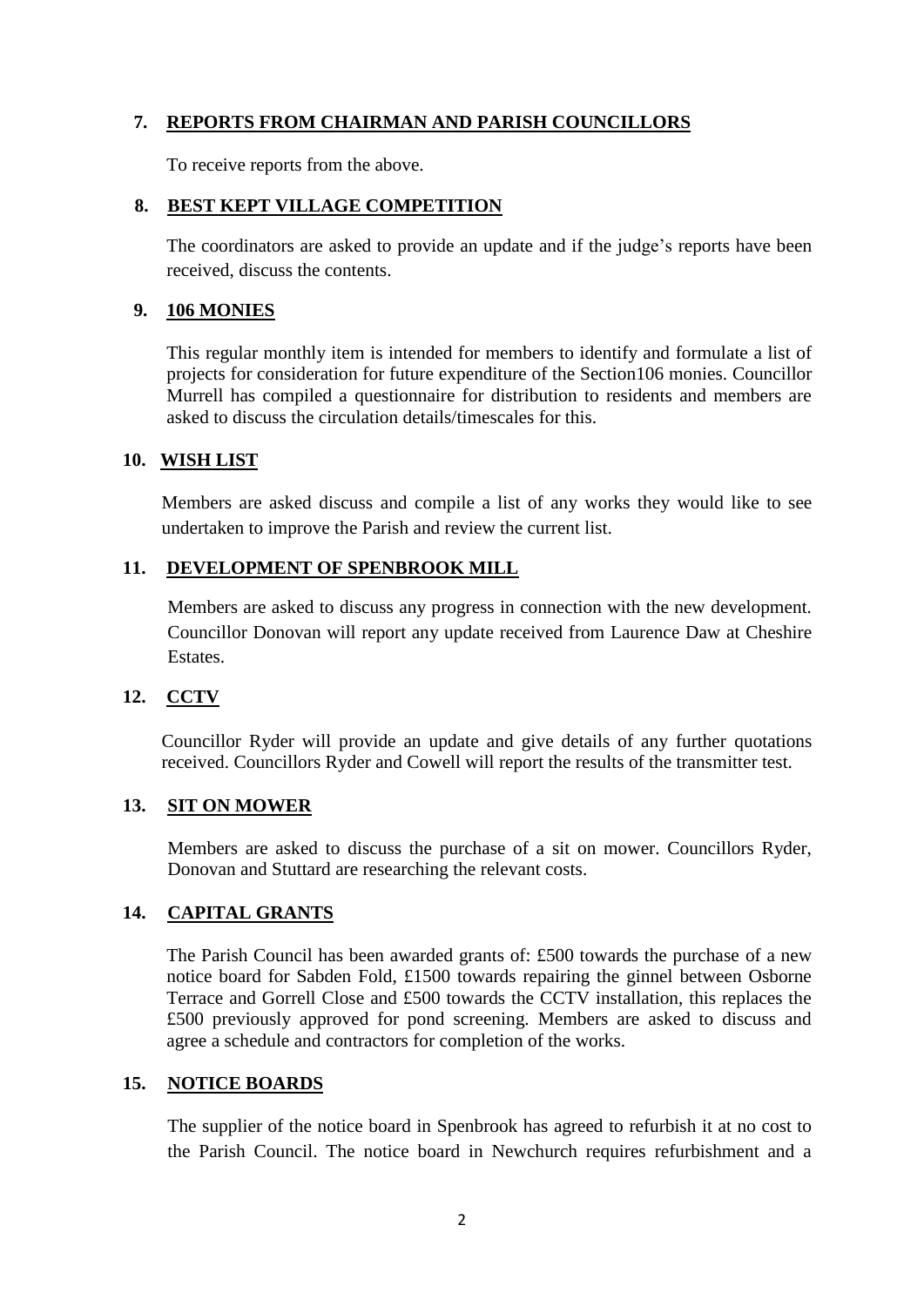## 7. REPORTS FROM CHAIRMAN AND PARISH COUNCILLORS

To receive reports from the above.

## 8. BEST KEPT VILLAGE COMPETITION

The coordinators are asked to provide an update and if the judge's reports have been received, discuss the contents.

## 9. 106 MONIES

This regular monthly item is intended for members to identify and formulate a list of projects for consideration for future expenditure of the Section106 monies. Councillor Murrell has compiled a questionnaire for distribution to residents and members are asked to discuss the circulation details/timescales for this.

## 10. WISH LIST

Members are asked discuss and compile a list of any works they would like to see undertaken to improve the Parish and review the current list.

## 11. DEVELOPMENT OF SPENBROOK MILL

Members are asked to discuss any progress in connection with the new development. Councillor Donovan will report any update received from Laurence Daw at Cheshire Estates.

## 12. CCTV

Councillor Ryder will provide an update and give details of any further quotations received. Councillors Ryder and Cowell will report the results of the transmitter test.

## 13. SIT ON MOWER

Members are asked to discuss the purchase of a sit on mower. Councillors Ryder, Donovan and Stuttard are researching the relevant costs.

## 14. CAPITAL GRANTS

The Parish Council has been awarded grants of: £500 towards the purchase of a new notice board for Sabden Fold, £1500 towards repairing the ginnel between Osborne Terrace and Gorrell Close and £500 towards the CCTV installation, this replaces the £500 previously approved for pond screening. Members are asked to discuss and agree a schedule and contractors for completion of the works.

## 15. NOTICE BOARDS

The supplier of the notice board in Spenbrook has agreed to refurbish it at no cost to the Parish Council. The notice board in Newchurch requires refurbishment and a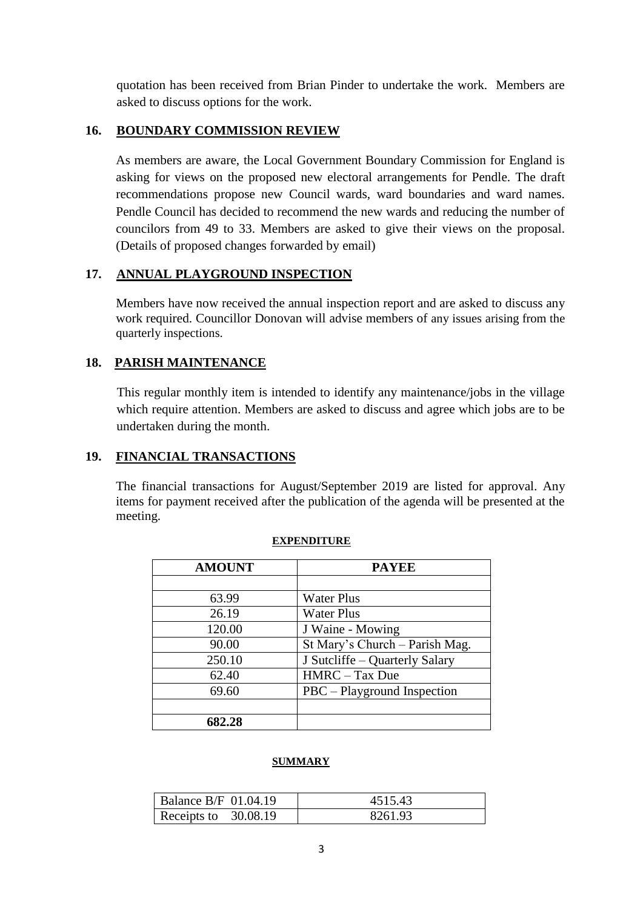quotation has been received from Brian Pinder to undertake the work. Members are asked to discuss options for the work.

## 16. BOUNDARY COMMISSION REVIEW

As members are aware, the Local Government Boundary Commission for England is asking for views on the proposed new electoral arrangements for Pendle. The draft recommendations propose new Council wards, ward boundaries and ward names. Pendle Council has decided to recommend the new wards and reducing the number of councilors from 49 to 33. Members are asked to give their views on the proposal. (Details of proposed changes forwarded by email)

## 17. ANNUAL PLAYGROUND INSPECTION

Members have now received the annual inspection report and are asked to discuss any work required. Councillor Donovan will advise members of any issues arising from the quarterly inspections.

## 18. PARISH MAINTENANCE

This regular monthly item is intended to identify any maintenance/jobs in the village which require attention. Members are asked to discuss and agree which jobs are to be undertaken during the month.

## 19. FINANCIAL TRANSACTIONS

The financial transactions for August/September 2019 are listed for approval. Any items for payment received after the publication of the agenda will be presented at the meeting.

**EXPENDITURE**

| AMOUNT | PAYEE |
|---|---|
| | |
| 63.99 | Water Plus |
| 26.19 | Water Plus |
| 120.00 | J Waine - Mowing |
| 90.00 | St Mary's Church – Parish Mag. |
| 250.10 | J Sutcliffe – Quarterly Salary |
| 62.40 | HMRC – Tax Due |
| 69.60 | PBC – Playground Inspection |
| | |
| **682.28** | |

**SUMMARY**

| | |
|---|---|
| Balance B/F 01.04.19 | 4515.43 |
| Receipts to 30.08.19 | 8261.93 |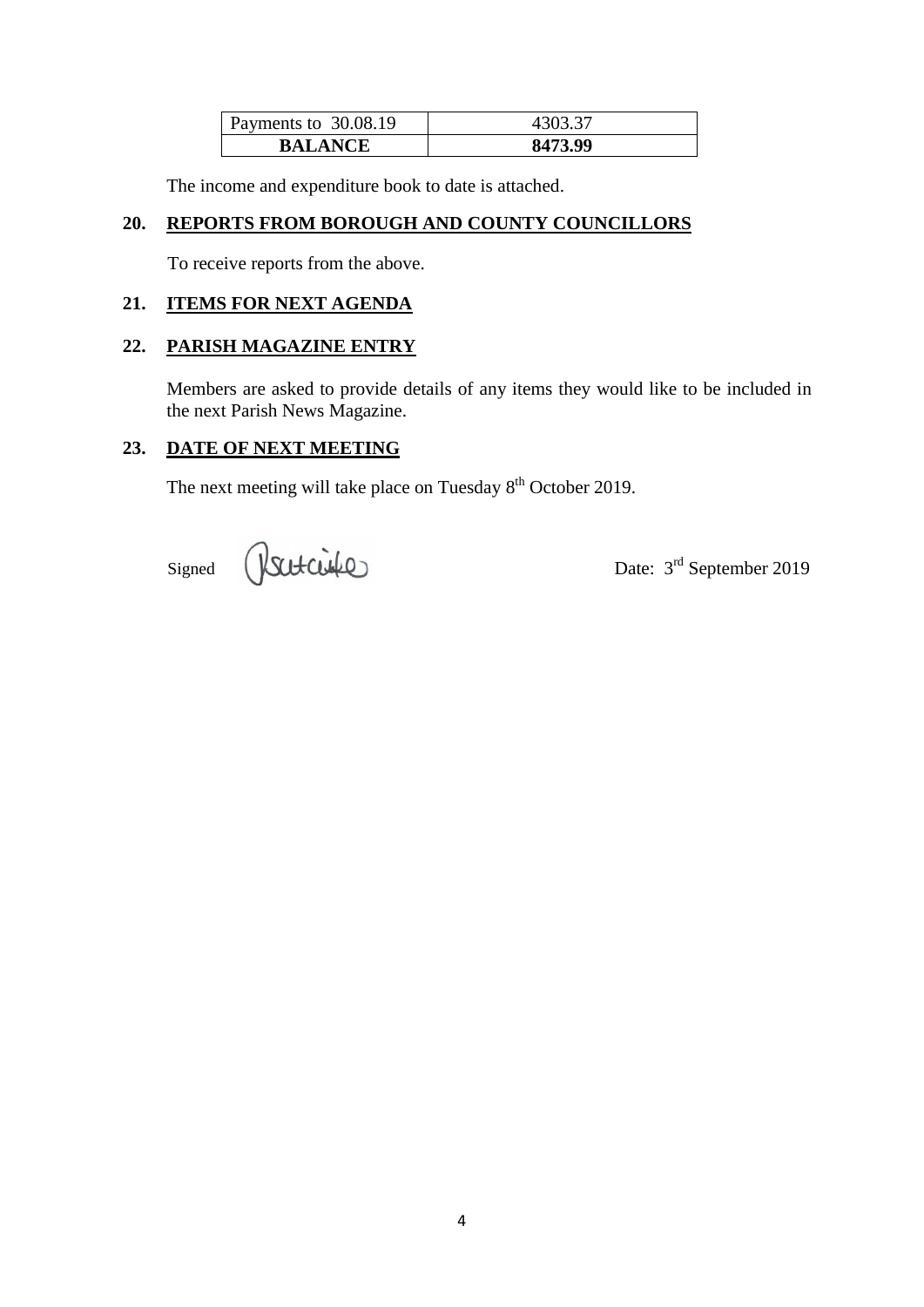| | |
|---|---|
| Payments to 30.08.19 | 4303.37 |
| **BALANCE** | **8473.99** |

The income and expenditure book to date is attached.

## 20. REPORTS FROM BOROUGH AND COUNTY COUNCILLORS

To receive reports from the above.

## 21. ITEMS FOR NEXT AGENDA

## 22. PARISH MAGAZINE ENTRY

Members are asked to provide details of any items they would like to be included in the next Parish News Magazine.

## 23. DATE OF NEXT MEETING

The next meeting will take place on Tuesday 8th October 2019.

Signed

Date: 3rd September 2019